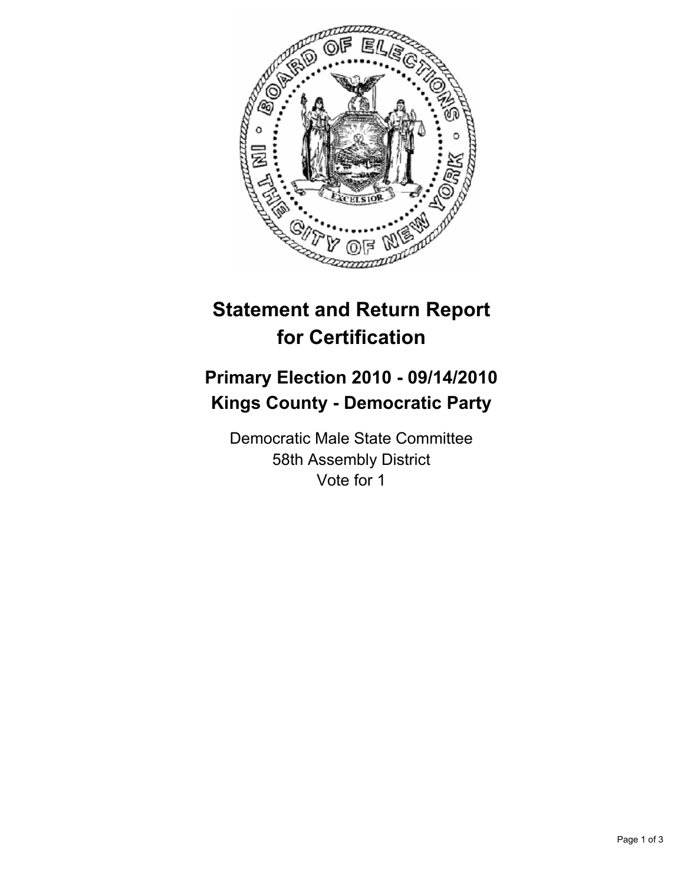# Statement and Return Report for Certification

## Primary Election 2010 - 09/14/2010
## Kings County - Democratic Party

Democratic Male State Committee
58th Assembly District
Vote for 1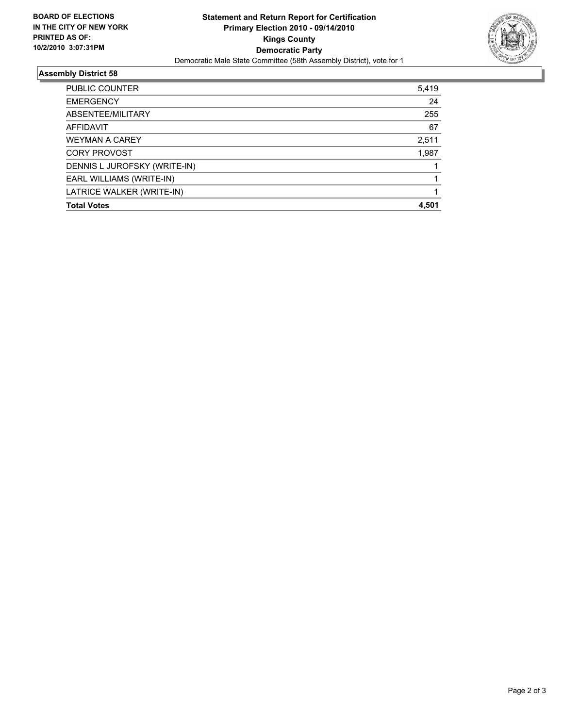**BOARD OF ELECTIONS IN THE CITY OF NEW YORK PRINTED AS OF: 10/2/2010 3:07:31PM**

# Statement and Return Report for Certification
## Primary Election 2010 - 09/14/2010
## Kings County
## Democratic Party

Democratic Male State Committee (58th Assembly District), vote for 1

### Assembly District 58

| | |
|---|---|
| PUBLIC COUNTER | 5,419 |
| EMERGENCY | 24 |
| ABSENTEE/MILITARY | 255 |
| AFFIDAVIT | 67 |
| WEYMAN A CAREY | 2,511 |
| CORY PROVOST | 1,987 |
| DENNIS L JUROFSKY (WRITE-IN) | 1 |
| EARL WILLIAMS (WRITE-IN) | 1 |
| LATRICE WALKER (WRITE-IN) | 1 |
| **Total Votes** | **4,501** |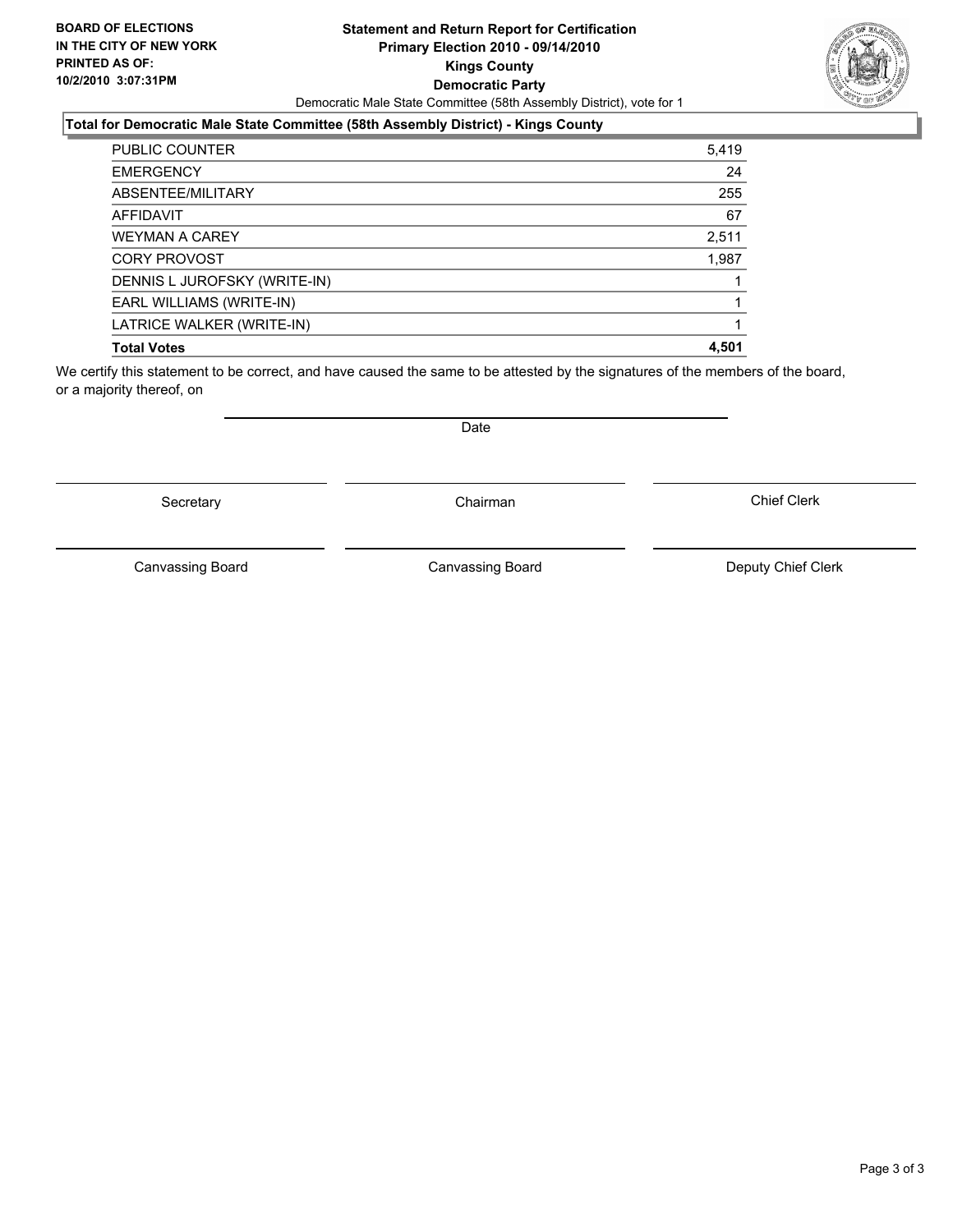**BOARD OF ELECTIONS IN THE CITY OF NEW YORK PRINTED AS OF: 10/2/2010 3:07:31PM**

**Statement and Return Report for Certification**
**Primary Election 2010 - 09/14/2010**
**Kings County**
**Democratic Party**
Democratic Male State Committee (58th Assembly District), vote for 1

**Total for Democratic Male State Committee (58th Assembly District) - Kings County**

| | |
|---|---|
| PUBLIC COUNTER | 5,419 |
| EMERGENCY | 24 |
| ABSENTEE/MILITARY | 255 |
| AFFIDAVIT | 67 |
| WEYMAN A CAREY | 2,511 |
| CORY PROVOST | 1,987 |
| DENNIS L JUROFSKY (WRITE-IN) | 1 |
| EARL WILLIAMS (WRITE-IN) | 1 |
| LATRICE WALKER (WRITE-IN) | 1 |
| **Total Votes** | **4,501** |

We certify this statement to be correct, and have caused the same to be attested by the signatures of the members of the board, or a majority thereof, on

Date

Secretary

Chairman

Chief Clerk

Canvassing Board

Canvassing Board

Deputy Chief Clerk